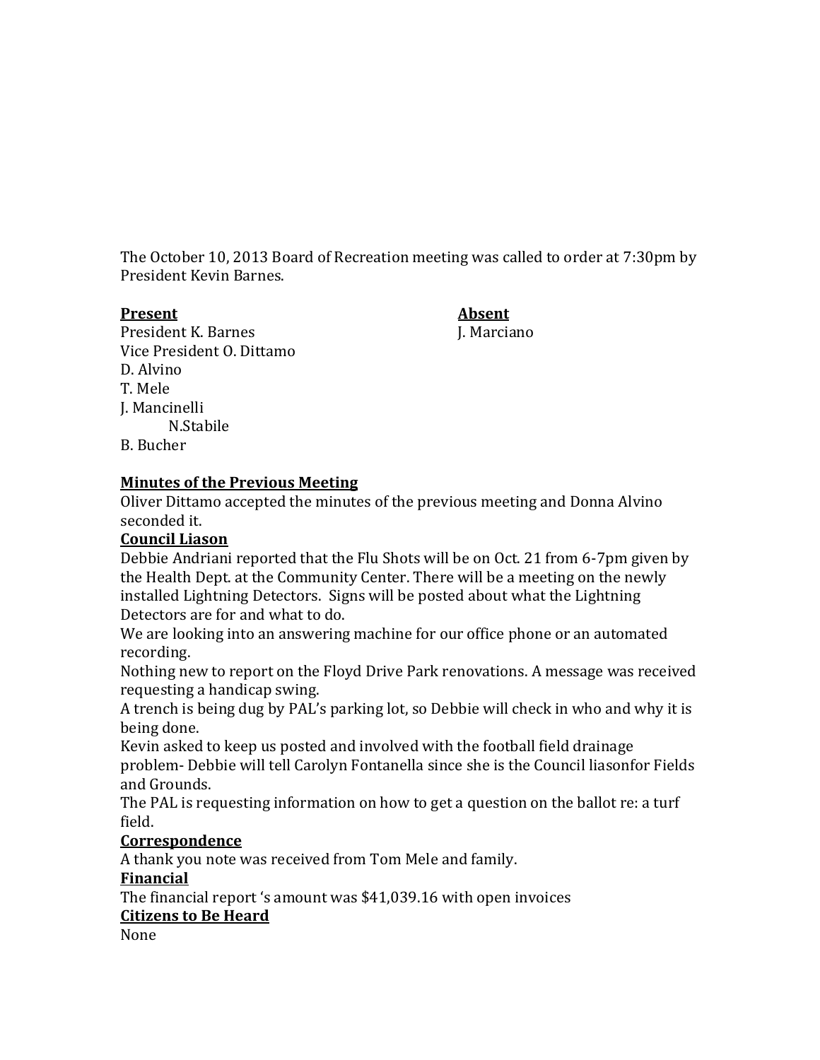The October 10, 2013 Board of Recreation meeting was called to order at 7:30pm by President Kevin Barnes.

**Present**

President K. Barnes
Vice President O. Dittamo
D. Alvino
T. Mele
J. Mancinelli
N.Stabile
B. Bucher

**Absent**

J. Marciano

**Minutes of the Previous Meeting**

Oliver Dittamo accepted the minutes of the previous meeting and Donna Alvino seconded it.

**Council Liason**

Debbie Andriani reported that the Flu Shots will be on Oct. 21 from 6-7pm given by the Health Dept. at the Community Center. There will be a meeting on the newly installed Lightning Detectors. Signs will be posted about what the Lightning Detectors are for and what to do.

We are looking into an answering machine for our office phone or an automated recording.

Nothing new to report on the Floyd Drive Park renovations. A message was received requesting a handicap swing.

A trench is being dug by PAL's parking lot, so Debbie will check in who and why it is being done.

Kevin asked to keep us posted and involved with the football field drainage problem- Debbie will tell Carolyn Fontanella since she is the Council liasonfor Fields and Grounds.

The PAL is requesting information on how to get a question on the ballot re: a turf field.

**Correspondence**

A thank you note was received from Tom Mele and family.

**Financial**

The financial report 's amount was $41,039.16 with open invoices

**Citizens to Be Heard**

None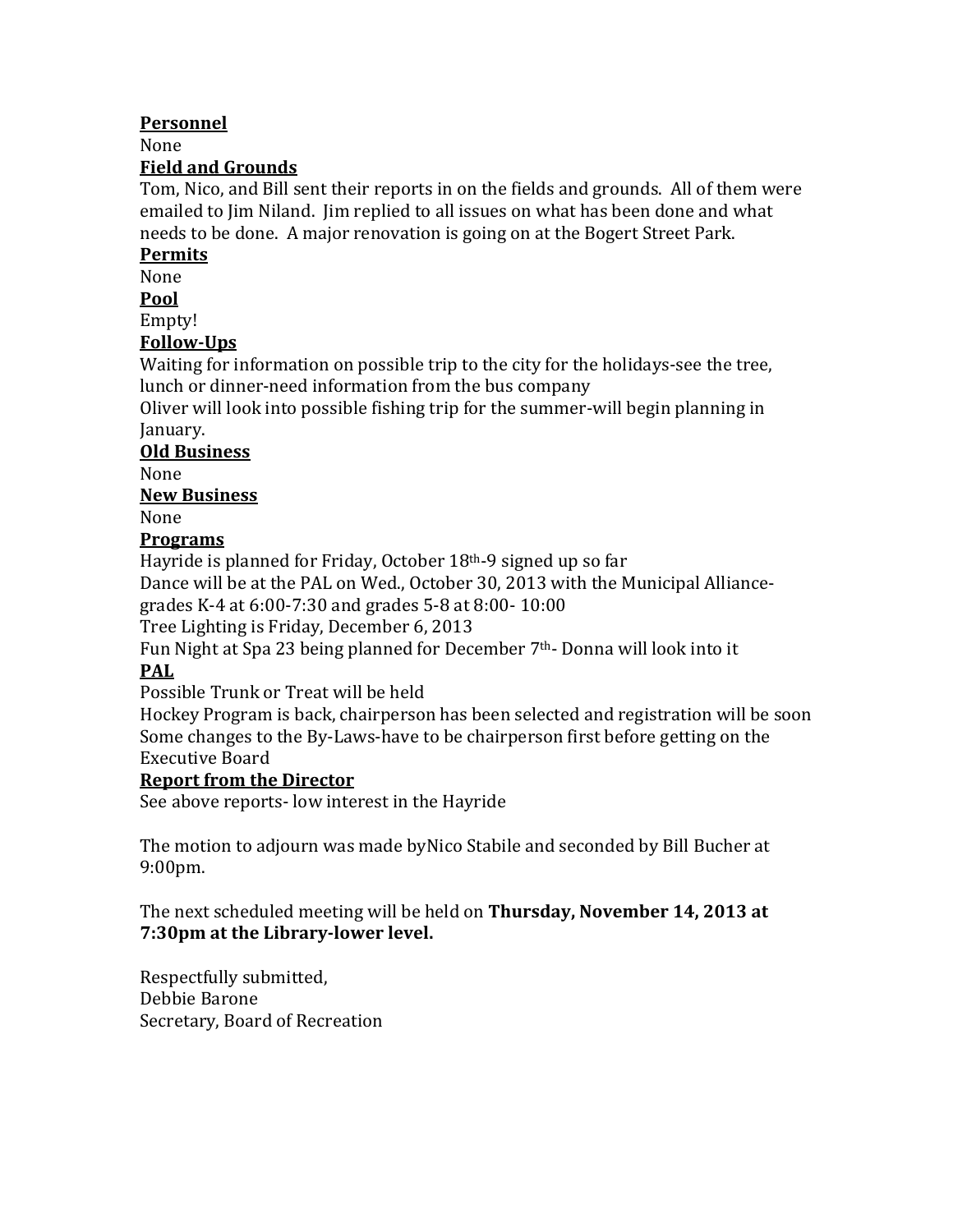**Personnel**

None

**Field and Grounds**

Tom, Nico, and Bill sent their reports in on the fields and grounds. All of them were emailed to Jim Niland. Jim replied to all issues on what has been done and what needs to be done. A major renovation is going on at the Bogert Street Park.

**Permits**

None

**Pool**

Empty!

**Follow-Ups**

Waiting for information on possible trip to the city for the holidays-see the tree, lunch or dinner-need information from the bus company

Oliver will look into possible fishing trip for the summer-will begin planning in January.

**Old Business**

None

**New Business**

None

**Programs**

Hayride is planned for Friday, October 18th-9 signed up so far

Dance will be at the PAL on Wed., October 30, 2013 with the Municipal Alliance-grades K-4 at 6:00-7:30 and grades 5-8 at 8:00- 10:00

Tree Lighting is Friday, December 6, 2013

Fun Night at Spa 23 being planned for December 7th- Donna will look into it

**PAL**

Possible Trunk or Treat will be held

Hockey Program is back, chairperson has been selected and registration will be soon

Some changes to the By-Laws-have to be chairperson first before getting on the Executive Board

**Report from the Director**

See above reports- low interest in the Hayride

The motion to adjourn was made byNico Stabile and seconded by Bill Bucher at 9:00pm.

The next scheduled meeting will be held on **Thursday, November 14, 2013 at 7:30pm at the Library-lower level.**

Respectfully submitted,
Debbie Barone
Secretary, Board of Recreation